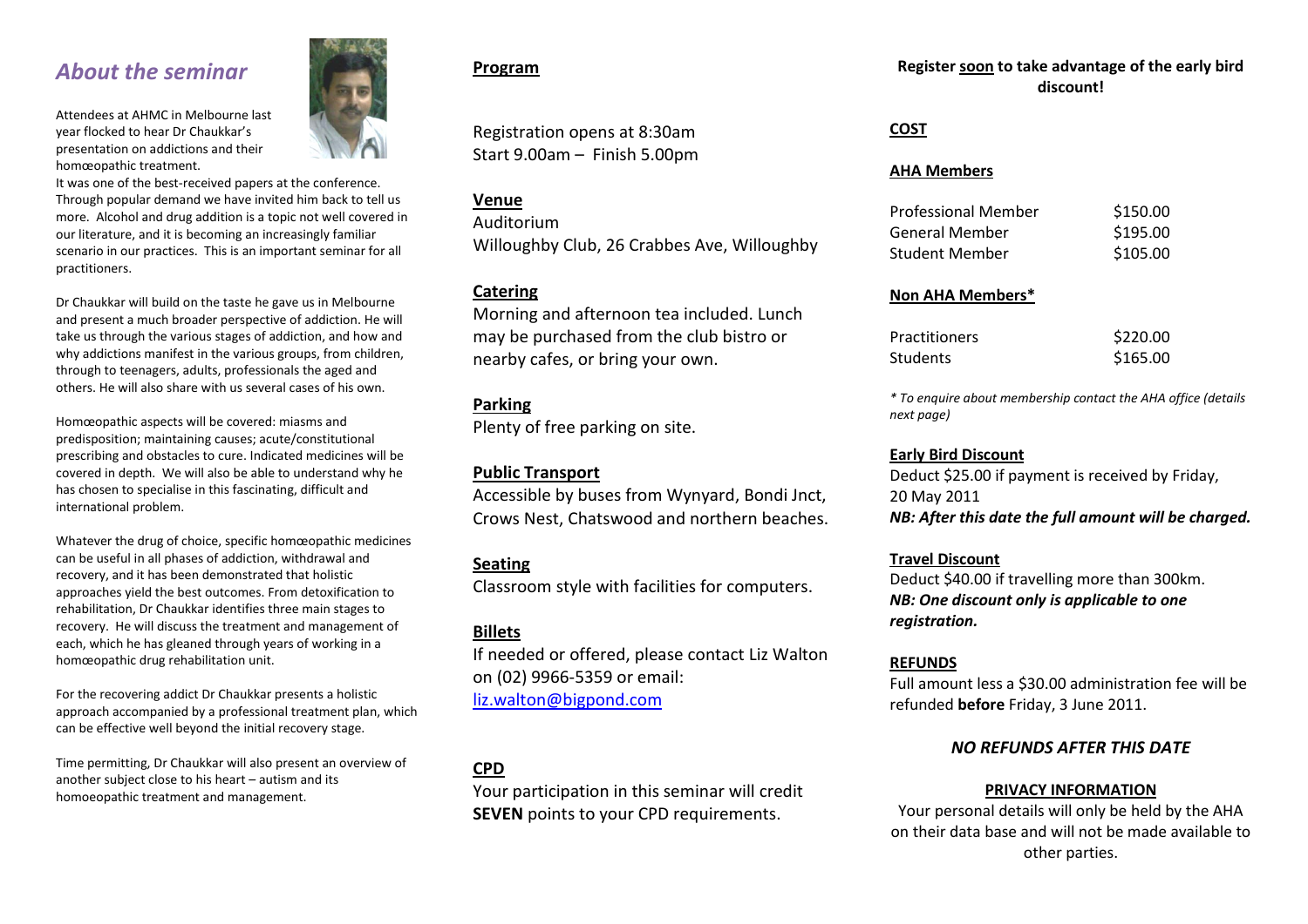## *About the seminar*

Attendees at AHMC in Melbourne last year flocked to hear Dr Chaukkar's presentation on addictions and their homœopathic treatment.
It was one of the best-received papers at the conference. Through popular demand we have invited him back to tell us more. Alcohol and drug addition is a topic not well covered in our literature, and it is becoming an increasingly familiar scenario in our practices. This is an important seminar for all practitioners.

Dr Chaukkar will build on the taste he gave us in Melbourne and present a much broader perspective of addiction. He will take us through the various stages of addiction, and how and why addictions manifest in the various groups, from children, through to teenagers, adults, professionals the aged and others. He will also share with us several cases of his own.

Homœopathic aspects will be covered: miasms and predisposition; maintaining causes; acute/constitutional prescribing and obstacles to cure. Indicated medicines will be covered in depth. We will also be able to understand why he has chosen to specialise in this fascinating, difficult and international problem.

Whatever the drug of choice, specific homœopathic medicines can be useful in all phases of addiction, withdrawal and recovery, and it has been demonstrated that holistic approaches yield the best outcomes. From detoxification to rehabilitation, Dr Chaukkar identifies three main stages to recovery. He will discuss the treatment and management of each, which he has gleaned through years of working in a homœopathic drug rehabilitation unit.

For the recovering addict Dr Chaukkar presents a holistic approach accompanied by a professional treatment plan, which can be effective well beyond the initial recovery stage.

Time permitting, Dr Chaukkar will also present an overview of another subject close to his heart – autism and its homoeopathic treatment and management.

**Program**

Registration opens at 8:30am
Start 9.00am – Finish 5.00pm

**Venue**
Auditorium
Willoughby Club, 26 Crabbes Ave, Willoughby

**Catering**
Morning and afternoon tea included. Lunch may be purchased from the club bistro or nearby cafes, or bring your own.

**Parking**
Plenty of free parking on site.

**Public Transport**
Accessible by buses from Wynyard, Bondi Jnct, Crows Nest, Chatswood and northern beaches.

**Seating**
Classroom style with facilities for computers.

**Billets**
If needed or offered, please contact Liz Walton on (02) 9966-5359 or email: liz.walton@bigpond.com

**CPD**
Your participation in this seminar will credit **SEVEN** points to your CPD requirements.

**Register soon to take advantage of the early bird discount!**

**COST**

**AHA Members**

| | |
|---|---|
| Professional Member | $150.00 |
| General Member | $195.00 |
| Student Member | $105.00 |

**Non AHA Members***

| | |
|---|---|
| Practitioners | $220.00 |
| Students | $165.00 |

*\* To enquire about membership contact the AHA office (details next page)*

**Early Bird Discount**
Deduct $25.00 if payment is received by Friday, 20 May 2011
***NB: After this date the full amount will be charged.***

**Travel Discount**
Deduct $40.00 if travelling more than 300km.
***NB: One discount only is applicable to one registration.***

**REFUNDS**
Full amount less a $30.00 administration fee will be refunded **before** Friday, 3 June 2011.

***NO REFUNDS AFTER THIS DATE***

**PRIVACY INFORMATION**

Your personal details will only be held by the AHA on their data base and will not be made available to other parties.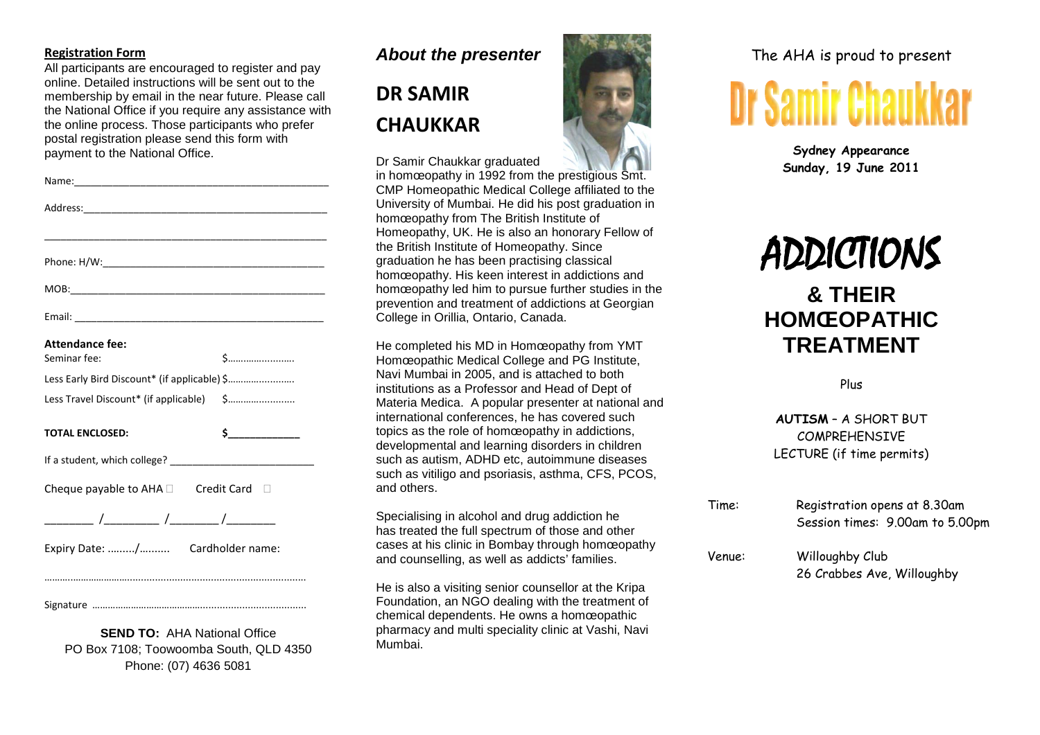**Registration Form**

All participants are encouraged to register and pay online. Detailed instructions will be sent out to the membership by email in the near future. Please call the National Office if you require any assistance with the online process. Those participants who prefer postal registration please send this form with payment to the National Office.

Name:_____________________________________________

Address:___________________________________________

___________________________________________________

Phone: H/W:_______________________________________

MOB:______________________________________________

Email: _____________________________________________

**Attendance fee:**

Seminar fee: $.........................

Less Early Bird Discount* (if applicable) $.........................

Less Travel Discount* (if applicable) $.........................

**TOTAL ENCLOSED:** **$____________**

If a student, which college? _________________________

Cheque payable to AHA ☐ Credit Card ☐

_______ /________ /_______ /_______

Expiry Date: ........./.......... Cardholder name:

.....................................................................................

Signature ...............................................................................

**SEND TO:** AHA National Office
PO Box 7108; Toowoomba South, QLD 4350
Phone: (07) 4636 5081

## *About the presenter*

# DR SAMIR CHAUKKAR

Dr Samir Chaukkar graduated in homœopathy in 1992 from the prestigious Smt. CMP Homeopathic Medical College affiliated to the University of Mumbai. He did his post graduation in homœopathy from The British Institute of Homeopathy, UK. He is also an honorary Fellow of the British Institute of Homeopathy. Since graduation he has been practising classical homœopathy. His keen interest in addictions and homœopathy led him to pursue further studies in the prevention and treatment of addictions at Georgian College in Orillia, Ontario, Canada.

He completed his MD in Homœopathy from YMT Homœopathic Medical College and PG Institute, Navi Mumbai in 2005, and is attached to both institutions as a Professor and Head of Dept of Materia Medica. A popular presenter at national and international conferences, he has covered such topics as the role of homœopathy in addictions, developmental and learning disorders in children such as autism, ADHD etc, autoimmune diseases such as vitiligo and psoriasis, asthma, CFS, PCOS, and others.

Specialising in alcohol and drug addiction he has treated the full spectrum of those and other cases at his clinic in Bombay through homœopathy and counselling, as well as addicts' families.

He is also a visiting senior counsellor at the Kripa Foundation, an NGO dealing with the treatment of chemical dependents. He owns a homœopathic pharmacy and multi speciality clinic at Vashi, Navi Mumbai.

The AHA is proud to present

# Dr Samir Chaukkar

**Sydney Appearance**
**Sunday, 19 June 2011**

# ADDICTIONS

# & THEIR HOMŒOPATHIC TREATMENT

Plus

**AUTISM** – A SHORT BUT COMPREHENSIVE LECTURE (if time permits)

Time: Registration opens at 8.30am
Session times: 9.00am to 5.00pm

Venue: Willoughby Club
26 Crabbes Ave, Willoughby